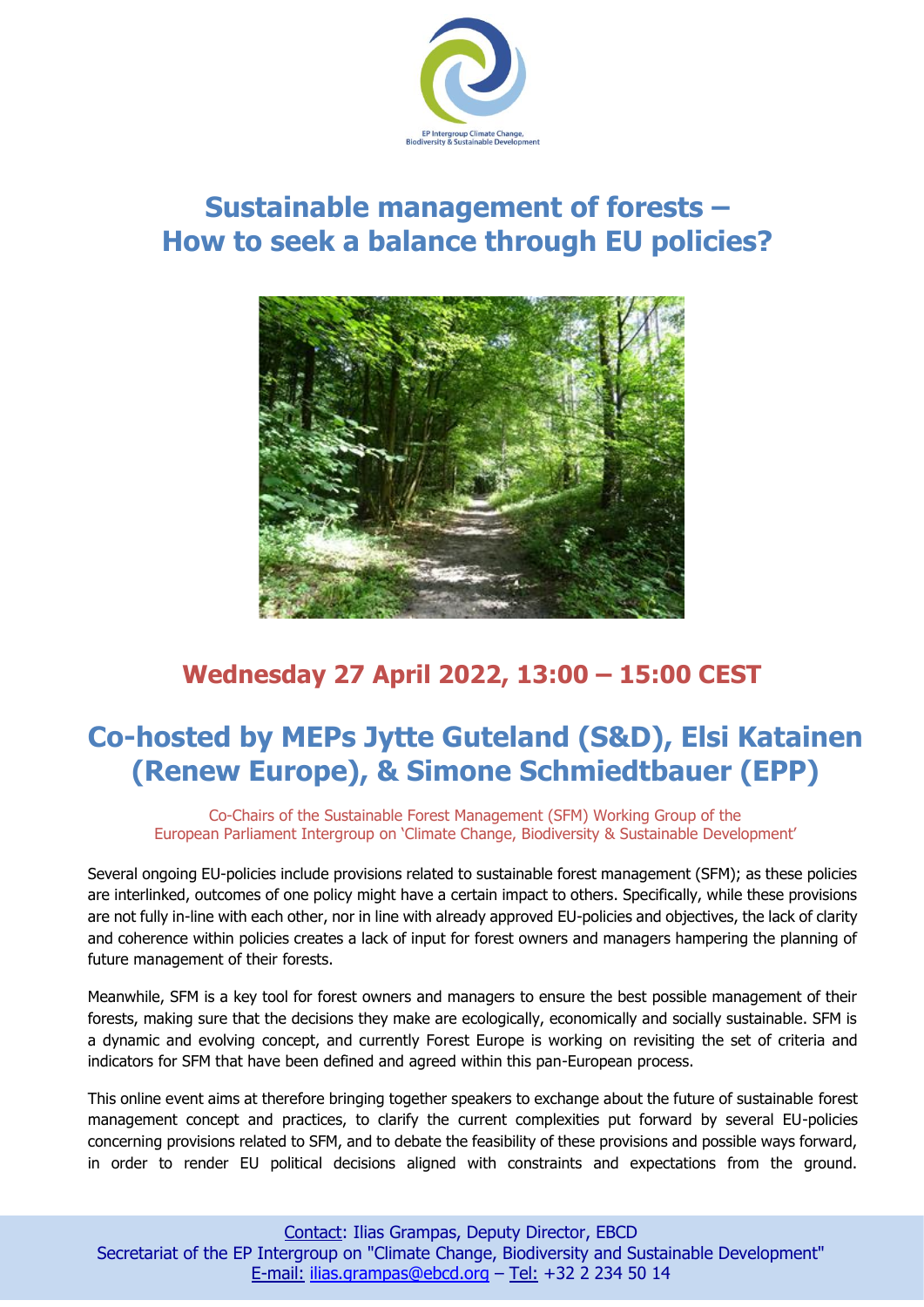EP Intergroup Climate Change, Biodiversity & Sustainable Development

# Sustainable management of forests – How to seek a balance through EU policies?

## Wednesday 27 April 2022, 13:00 – 15:00 CEST

## Co-hosted by MEPs Jytte Guteland (S&D), Elsi Katainen (Renew Europe), & Simone Schmiedtbauer (EPP)

Co-Chairs of the Sustainable Forest Management (SFM) Working Group of the European Parliament Intergroup on 'Climate Change, Biodiversity & Sustainable Development'

Several ongoing EU-policies include provisions related to sustainable forest management (SFM); as these policies are interlinked, outcomes of one policy might have a certain impact to others. Specifically, while these provisions are not fully in-line with each other, nor in line with already approved EU-policies and objectives, the lack of clarity and coherence within policies creates a lack of input for forest owners and managers hampering the planning of future management of their forests.

Meanwhile, SFM is a key tool for forest owners and managers to ensure the best possible management of their forests, making sure that the decisions they make are ecologically, economically and socially sustainable. SFM is a dynamic and evolving concept, and currently Forest Europe is working on revisiting the set of criteria and indicators for SFM that have been defined and agreed within this pan-European process.

This online event aims at therefore bringing together speakers to exchange about the future of sustainable forest management concept and practices, to clarify the current complexities put forward by several EU-policies concerning provisions related to SFM, and to debate the feasibility of these provisions and possible ways forward, in order to render EU political decisions aligned with constraints and expectations from the ground.

Contact: Ilias Grampas, Deputy Director, EBCD
Secretariat of the EP Intergroup on "Climate Change, Biodiversity and Sustainable Development"
E-mail: ilias.grampas@ebcd.org – Tel: +32 2 234 50 14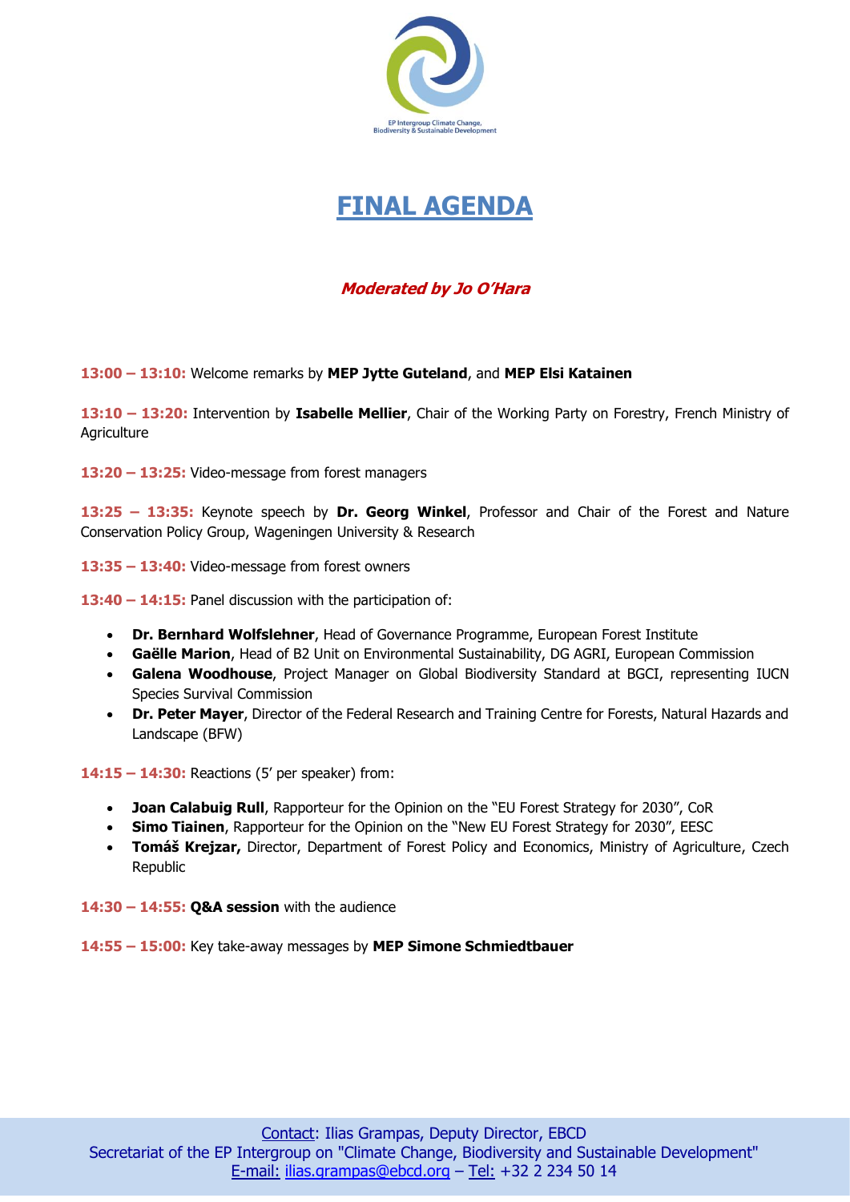EP Intergroup Climate Change, Biodiversity & Sustainable Development

# FINAL AGENDA

***Moderated by Jo O'Hara***

**13:00 – 13:10:** Welcome remarks by **MEP Jytte Guteland**, and **MEP Elsi Katainen**

**13:10 – 13:20:** Intervention by **Isabelle Mellier**, Chair of the Working Party on Forestry, French Ministry of Agriculture

**13:20 – 13:25:** Video-message from forest managers

**13:25 – 13:35:** Keynote speech by **Dr. Georg Winkel**, Professor and Chair of the Forest and Nature Conservation Policy Group, Wageningen University & Research

**13:35 – 13:40:** Video-message from forest owners

**13:40 – 14:15:** Panel discussion with the participation of:

- **Dr. Bernhard Wolfslehner**, Head of Governance Programme, European Forest Institute
- **Gaëlle Marion**, Head of B2 Unit on Environmental Sustainability, DG AGRI, European Commission
- **Galena Woodhouse**, Project Manager on Global Biodiversity Standard at BGCI, representing IUCN Species Survival Commission
- **Dr. Peter Mayer**, Director of the Federal Research and Training Centre for Forests, Natural Hazards and Landscape (BFW)

**14:15 – 14:30:** Reactions (5' per speaker) from:

- **Joan Calabuig Rull**, Rapporteur for the Opinion on the "EU Forest Strategy for 2030", CoR
- **Simo Tiainen**, Rapporteur for the Opinion on the "New EU Forest Strategy for 2030", EESC
- **Tomáš Krejzar,** Director, Department of Forest Policy and Economics, Ministry of Agriculture, Czech Republic

**14:30 – 14:55: Q&A session** with the audience

**14:55 – 15:00:** Key take-away messages by **MEP Simone Schmiedtbauer**

Contact: Ilias Grampas, Deputy Director, EBCD
Secretariat of the EP Intergroup on "Climate Change, Biodiversity and Sustainable Development"
E-mail: ilias.grampas@ebcd.org – Tel: +32 2 234 50 14